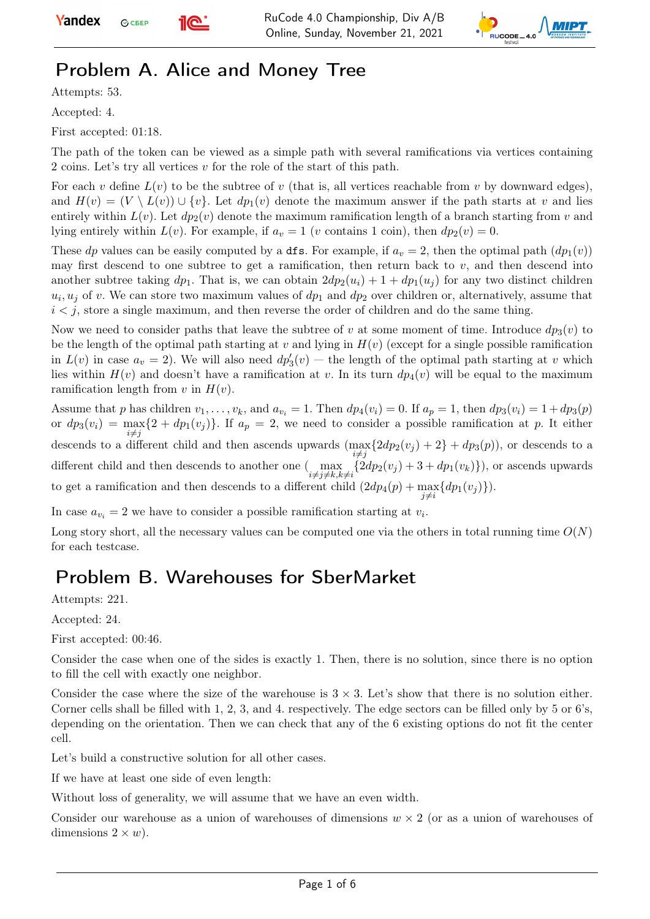# Problem A. Alice and Money Tree

Attempts: 53.

Accepted: 4.

First accepted: 01:18.

The path of the token can be viewed as a simple path with several ramifications via vertices containing 2 coins. Let's try all vertices $v$ for the role of the start of this path.

For each $v$ define $L(v)$ to be the subtree of $v$ (that is, all vertices reachable from $v$ by downward edges), and $H(v) = (V \setminus L(v)) \cup \{v\}$. Let $dp_1(v)$ denote the maximum answer if the path starts at $v$ and lies entirely within $L(v)$. Let $dp_2(v)$ denote the maximum ramification length of a branch starting from $v$ and lying entirely within $L(v)$. For example, if $a_v = 1$ ($v$ contains 1 coin), then $dp_2(v) = 0$.

These $dp$ values can be easily computed by a `dfs`. For example, if $a_v = 2$, then the optimal path ($dp_1(v)$) may first descend to one subtree to get a ramification, then return back to $v$, and then descend into another subtree taking $dp_1$. That is, we can obtain $2dp_2(u_i) + 1 + dp_1(u_j)$ for any two distinct children $u_i, u_j$ of $v$. We can store two maximum values of $dp_1$ and $dp_2$ over children or, alternatively, assume that $i < j$, store a single maximum, and then reverse the order of children and do the same thing.

Now we need to consider paths that leave the subtree of $v$ at some moment of time. Introduce $dp_3(v)$ to be the length of the optimal path starting at $v$ and lying in $H(v)$ (except for a single possible ramification in $L(v)$ in case $a_v = 2$). We will also need $dp'_3(v)$ — the length of the optimal path starting at $v$ which lies within $H(v)$ and doesn't have a ramification at $v$. In its turn $dp_4(v)$ will be equal to the maximum ramification length from $v$ in $H(v)$.

Assume that $p$ has children $v_1, \ldots, v_k$, and $a_{v_i} = 1$. Then $dp_4(v_i) = 0$. If $a_p = 1$, then $dp_3(v_i) = 1 + dp_3(p)$ or $dp_3(v_i) = \max_{i \neq j}\{2 + dp_1(v_j)\}$. If $a_p = 2$, we need to consider a possible ramification at $p$. It either descends to a different child and then ascends upwards ($\max_{i \neq j}\{2dp_2(v_j) + 2\} + dp_3(p)$), or descends to a different child and then descends to another one ($\max_{i \neq j \neq k, k \neq i}\{2dp_2(v_j) + 3 + dp_1(v_k)\}$), or ascends upwards to get a ramification and then descends to a different child ($2dp_4(p) + \max_{j \neq i}\{dp_1(v_j)\}$).

In case $a_{v_i} = 2$ we have to consider a possible ramification starting at $v_i$.

Long story short, all the necessary values can be computed one via the others in total running time $O(N)$ for each testcase.

# Problem B. Warehouses for SberMarket

Attempts: 221.

Accepted: 24.

First accepted: 00:46.

Consider the case when one of the sides is exactly 1. Then, there is no solution, since there is no option to fill the cell with exactly one neighbor.

Consider the case where the size of the warehouse is $3 \times 3$. Let's show that there is no solution either. Corner cells shall be filled with 1, 2, 3, and 4. respectively. The edge sectors can be filled only by 5 or 6's, depending on the orientation. Then we can check that any of the 6 existing options do not fit the center cell.

Let's build a constructive solution for all other cases.

If we have at least one side of even length:

Without loss of generality, we will assume that we have an even width.

Consider our warehouse as a union of warehouses of dimensions $w \times 2$ (or as a union of warehouses of dimensions $2 \times w$).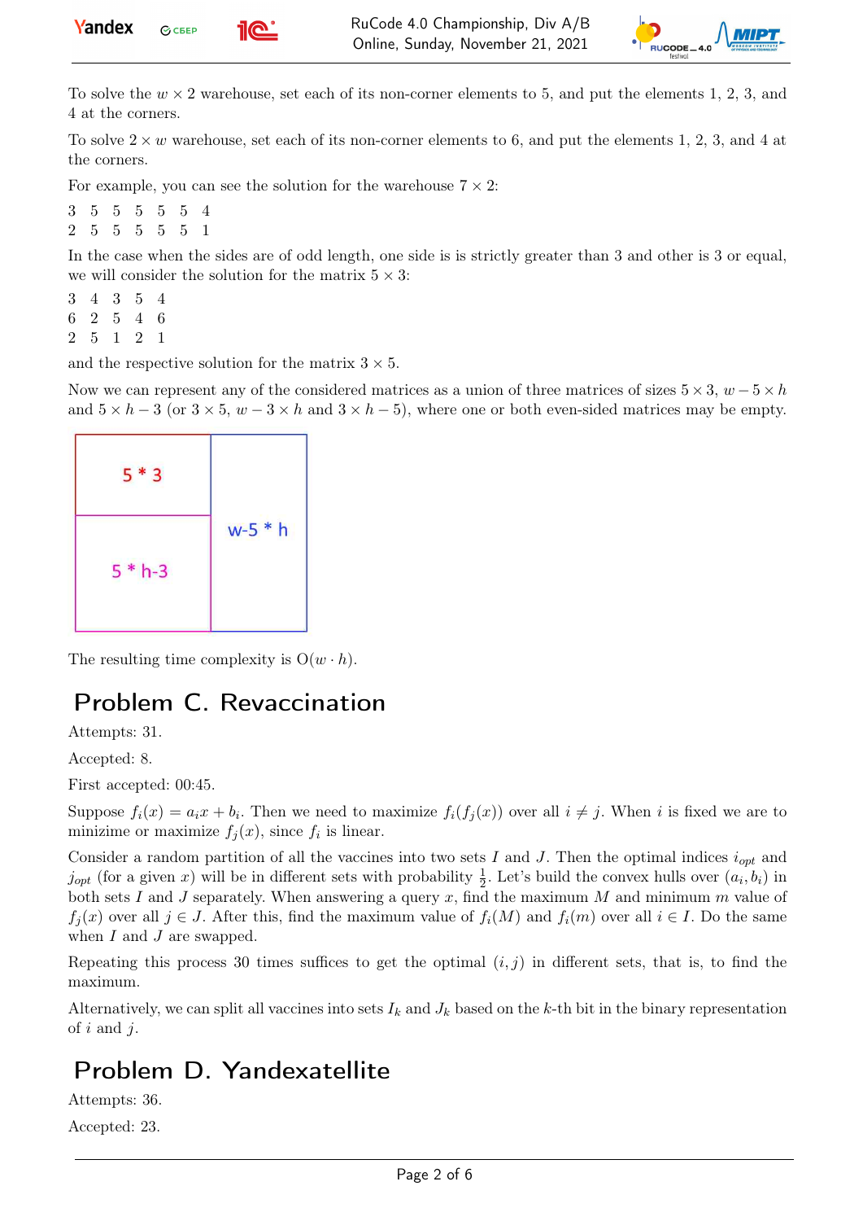To solve the $w \times 2$ warehouse, set each of its non-corner elements to 5, and put the elements 1, 2, 3, and 4 at the corners.

To solve $2 \times w$ warehouse, set each of its non-corner elements to 6, and put the elements 1, 2, 3, and 4 at the corners.

For example, you can see the solution for the warehouse $7 \times 2$:

```
3 5 5 5 5 5 4
2 5 5 5 5 5 1
```

In the case when the sides are of odd length, one side is is strictly greater than 3 and other is 3 or equal, we will consider the solution for the matrix $5 \times 3$:

```
3 4 3 5 4
6 2 5 4 6
2 5 1 2 1
```

and the respective solution for the matrix $3 \times 5$.

Now we can represent any of the considered matrices as a union of three matrices of sizes $5 \times 3$, $w - 5 \times h$ and $5 \times h - 3$ (or $3 \times 5$, $w - 3 \times h$ and $3 \times h - 5$), where one or both even-sided matrices may be empty.

| 5 * 3 | w-5 * h |
|---|---|
| 5 * h-3 | |

The resulting time complexity is $O(w \cdot h)$.

## Problem C. Revaccination

Attempts: 31.

Accepted: 8.

First accepted: 00:45.

Suppose $f_i(x) = a_i x + b_i$. Then we need to maximize $f_i(f_j(x))$ over all $i \neq j$. When $i$ is fixed we are to minizime or maximize $f_j(x)$, since $f_i$ is linear.

Consider a random partition of all the vaccines into two sets $I$ and $J$. Then the optimal indices $i_{opt}$ and $j_{opt}$ (for a given $x$) will be in different sets with probability $\frac{1}{2}$. Let's build the convex hulls over $(a_i, b_i)$ in both sets $I$ and $J$ separately. When answering a query $x$, find the maximum $M$ and minimum $m$ value of $f_j(x)$ over all $j \in J$. After this, find the maximum value of $f_i(M)$ and $f_i(m)$ over all $i \in I$. Do the same when $I$ and $J$ are swapped.

Repeating this process 30 times suffices to get the optimal $(i, j)$ in different sets, that is, to find the maximum.

Alternatively, we can split all vaccines into sets $I_k$ and $J_k$ based on the $k$-th bit in the binary representation of $i$ and $j$.

## Problem D. Yandexatellite

Attempts: 36.

Accepted: 23.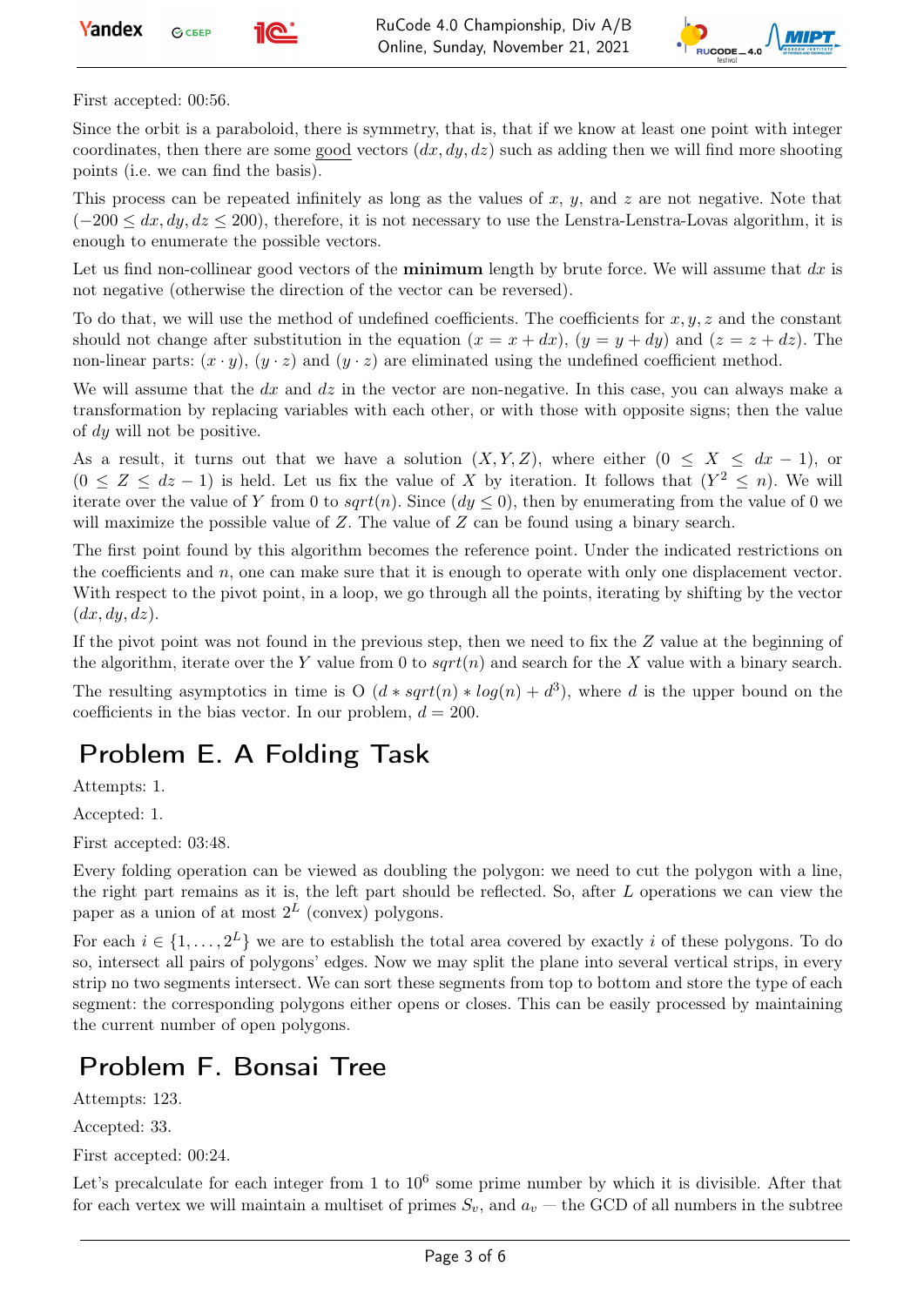First accepted: 00:56.

Since the orbit is a paraboloid, there is symmetry, that is, that if we know at least one point with integer coordinates, then there are some good vectors $(dx, dy, dz)$ such as adding then we will find more shooting points (i.e. we can find the basis).

This process can be repeated infinitely as long as the values of $x$, $y$, and $z$ are not negative. Note that $(-200 \le dx, dy, dz \le 200)$, therefore, it is not necessary to use the Lenstra-Lenstra-Lovas algorithm, it is enough to enumerate the possible vectors.

Let us find non-collinear good vectors of the **minimum** length by brute force. We will assume that $dx$ is not negative (otherwise the direction of the vector can be reversed).

To do that, we will use the method of undefined coefficients. The coefficients for $x, y, z$ and the constant should not change after substitution in the equation $(x = x + dx)$, $(y = y + dy)$ and $(z = z + dz)$. The non-linear parts: $(x \cdot y)$, $(y \cdot z)$ and $(y \cdot z)$ are eliminated using the undefined coefficient method.

We will assume that the $dx$ and $dz$ in the vector are non-negative. In this case, you can always make a transformation by replacing variables with each other, or with those with opposite signs; then the value of $dy$ will not be positive.

As a result, it turns out that we have a solution $(X, Y, Z)$, where either $(0 \le X \le dx - 1)$, or $(0 \le Z \le dz - 1)$ is held. Let us fix the value of $X$ by iteration. It follows that $(Y^2 \le n)$. We will iterate over the value of $Y$ from 0 to $sqrt(n)$. Since $(dy \le 0)$, then by enumerating from the value of 0 we will maximize the possible value of $Z$. The value of $Z$ can be found using a binary search.

The first point found by this algorithm becomes the reference point. Under the indicated restrictions on the coefficients and $n$, one can make sure that it is enough to operate with only one displacement vector. With respect to the pivot point, in a loop, we go through all the points, iterating by shifting by the vector $(dx, dy, dz)$.

If the pivot point was not found in the previous step, then we need to fix the $Z$ value at the beginning of the algorithm, iterate over the $Y$ value from 0 to $sqrt(n)$ and search for the $X$ value with a binary search.

The resulting asymptotics in time is O $(d * sqrt(n) * log(n) + d^3)$, where $d$ is the upper bound on the coefficients in the bias vector. In our problem, $d = 200$.

# Problem E. A Folding Task

Attempts: 1.

Accepted: 1.

First accepted: 03:48.

Every folding operation can be viewed as doubling the polygon: we need to cut the polygon with a line, the right part remains as it is, the left part should be reflected. So, after $L$ operations we can view the paper as a union of at most $2^L$ (convex) polygons.

For each $i \in \{1, \ldots, 2^L\}$ we are to establish the total area covered by exactly $i$ of these polygons. To do so, intersect all pairs of polygons' edges. Now we may split the plane into several vertical strips, in every strip no two segments intersect. We can sort these segments from top to bottom and store the type of each segment: the corresponding polygons either opens or closes. This can be easily processed by maintaining the current number of open polygons.

# Problem F. Bonsai Tree

Attempts: 123.

Accepted: 33.

First accepted: 00:24.

Let's precalculate for each integer from 1 to $10^6$ some prime number by which it is divisible. After that for each vertex we will maintain a multiset of primes $S_v$, and $a_v$ — the GCD of all numbers in the subtree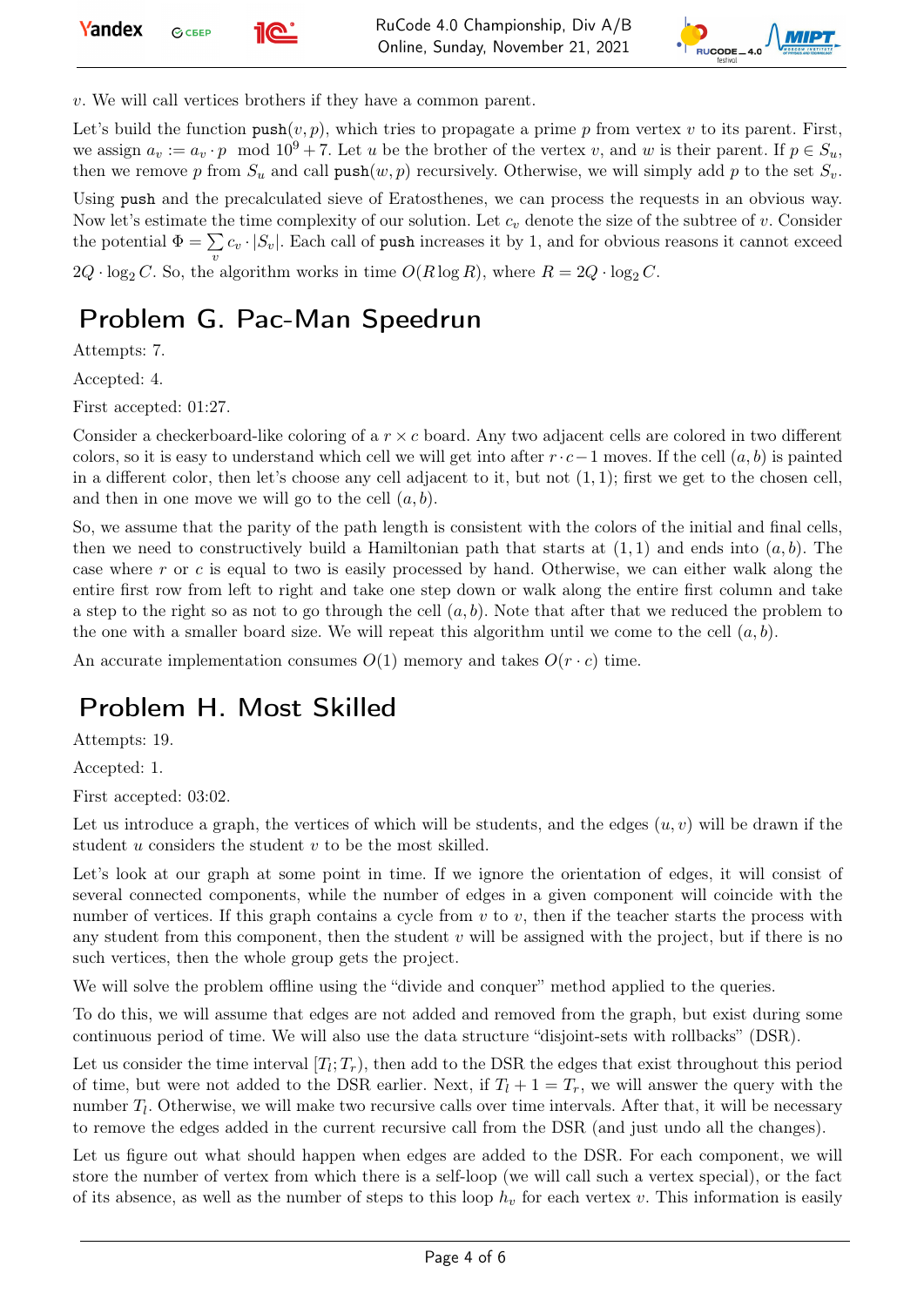$v$. We will call vertices brothers if they have a common parent.

Let's build the function push$(v, p)$, which tries to propagate a prime $p$ from vertex $v$ to its parent. First, we assign $a_v := a_v \cdot p \mod 10^9 + 7$. Let $u$ be the brother of the vertex $v$, and $w$ is their parent. If $p \in S_u$, then we remove $p$ from $S_u$ and call push$(w, p)$ recursively. Otherwise, we will simply add $p$ to the set $S_v$.

Using push and the precalculated sieve of Eratosthenes, we can process the requests in an obvious way. Now let's estimate the time complexity of our solution. Let $c_v$ denote the size of the subtree of $v$. Consider the potential $\Phi = \sum_v c_v \cdot |S_v|$. Each call of push increases it by 1, and for obvious reasons it cannot exceed $2Q \cdot \log_2 C$. So, the algorithm works in time $O(R \log R)$, where $R = 2Q \cdot \log_2 C$.

# Problem G. Pac-Man Speedrun

Attempts: 7.

Accepted: 4.

First accepted: 01:27.

Consider a checkerboard-like coloring of a $r \times c$ board. Any two adjacent cells are colored in two different colors, so it is easy to understand which cell we will get into after $r \cdot c - 1$ moves. If the cell $(a, b)$ is painted in a different color, then let's choose any cell adjacent to it, but not $(1, 1)$; first we get to the chosen cell, and then in one move we will go to the cell $(a, b)$.

So, we assume that the parity of the path length is consistent with the colors of the initial and final cells, then we need to constructively build a Hamiltonian path that starts at $(1, 1)$ and ends into $(a, b)$. The case where $r$ or $c$ is equal to two is easily processed by hand. Otherwise, we can either walk along the entire first row from left to right and take one step down or walk along the entire first column and take a step to the right so as not to go through the cell $(a, b)$. Note that after that we reduced the problem to the one with a smaller board size. We will repeat this algorithm until we come to the cell $(a, b)$.

An accurate implementation consumes $O(1)$ memory and takes $O(r \cdot c)$ time.

# Problem H. Most Skilled

Attempts: 19.

Accepted: 1.

First accepted: 03:02.

Let us introduce a graph, the vertices of which will be students, and the edges $(u, v)$ will be drawn if the student $u$ considers the student $v$ to be the most skilled.

Let's look at our graph at some point in time. If we ignore the orientation of edges, it will consist of several connected components, while the number of edges in a given component will coincide with the number of vertices. If this graph contains a cycle from $v$ to $v$, then if the teacher starts the process with any student from this component, then the student $v$ will be assigned with the project, but if there is no such vertices, then the whole group gets the project.

We will solve the problem offline using the "divide and conquer" method applied to the queries.

To do this, we will assume that edges are not added and removed from the graph, but exist during some continuous period of time. We will also use the data structure "disjoint-sets with rollbacks" (DSR).

Let us consider the time interval $[T_l; T_r)$, then add to the DSR the edges that exist throughout this period of time, but were not added to the DSR earlier. Next, if $T_l + 1 = T_r$, we will answer the query with the number $T_l$. Otherwise, we will make two recursive calls over time intervals. After that, it will be necessary to remove the edges added in the current recursive call from the DSR (and just undo all the changes).

Let us figure out what should happen when edges are added to the DSR. For each component, we will store the number of vertex from which there is a self-loop (we will call such a vertex special), or the fact of its absence, as well as the number of steps to this loop $h_v$ for each vertex $v$. This information is easily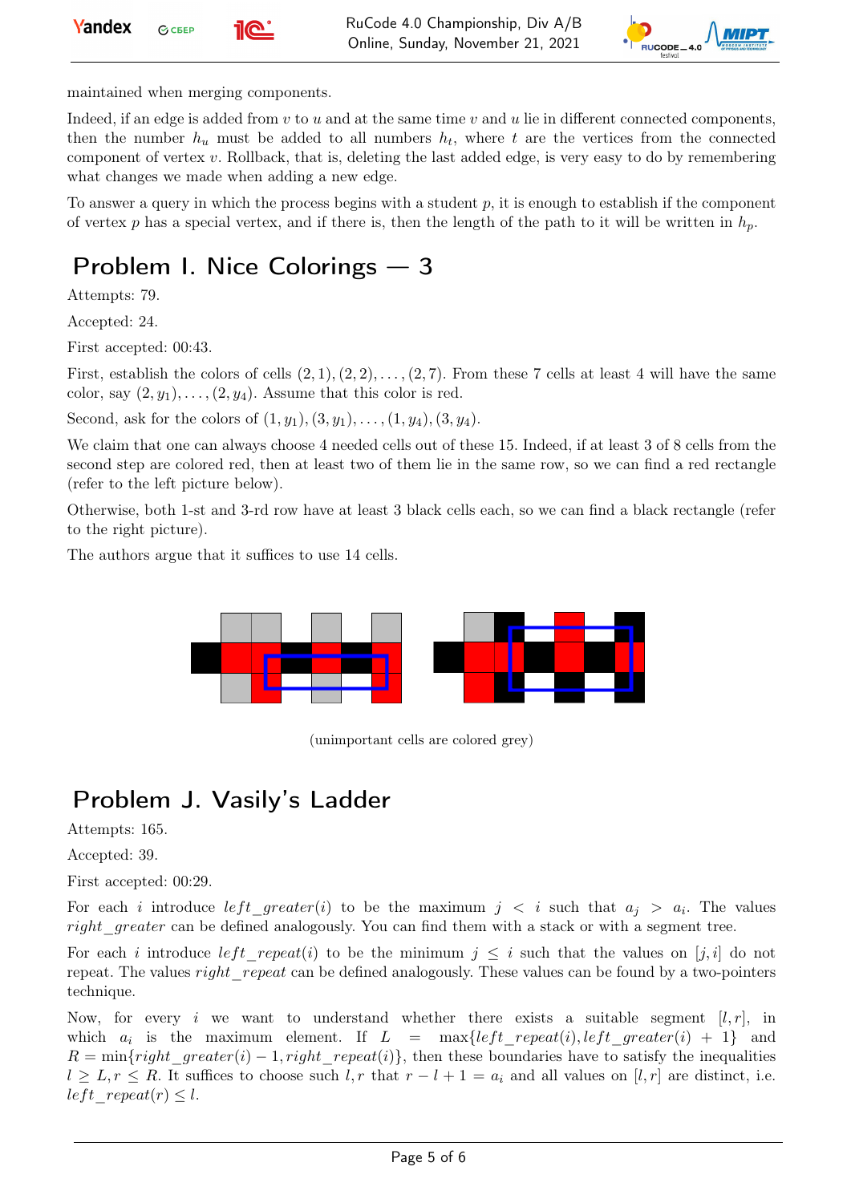maintained when merging components.

Indeed, if an edge is added from $v$ to $u$ and at the same time $v$ and $u$ lie in different connected components, then the number $h_u$ must be added to all numbers $h_t$, where $t$ are the vertices from the connected component of vertex $v$. Rollback, that is, deleting the last added edge, is very easy to do by remembering what changes we made when adding a new edge.

To answer a query in which the process begins with a student $p$, it is enough to establish if the component of vertex $p$ has a special vertex, and if there is, then the length of the path to it will be written in $h_p$.

# Problem I. Nice Colorings — 3

Attempts: 79.

Accepted: 24.

First accepted: 00:43.

First, establish the colors of cells $(2, 1), (2, 2), \ldots, (2, 7)$. From these 7 cells at least 4 will have the same color, say $(2, y_1), \ldots, (2, y_4)$. Assume that this color is red.

Second, ask for the colors of $(1, y_1), (3, y_1), \ldots, (1, y_4), (3, y_4)$.

We claim that one can always choose 4 needed cells out of these 15. Indeed, if at least 3 of 8 cells from the second step are colored red, then at least two of them lie in the same row, so we can find a red rectangle (refer to the left picture below).

Otherwise, both 1-st and 3-rd row have at least 3 black cells each, so we can find a black rectangle (refer to the right picture).

The authors argue that it suffices to use 14 cells.

(unimportant cells are colored grey)

# Problem J. Vasily's Ladder

Attempts: 165.

Accepted: 39.

First accepted: 00:29.

For each $i$ introduce $left\_greater(i)$ to be the maximum $j < i$ such that $a_j > a_i$. The values $right\_greater$ can be defined analogously. You can find them with a stack or with a segment tree.

For each $i$ introduce $left\_repeat(i)$ to be the minimum $j \leq i$ such that the values on $[j, i]$ do not repeat. The values $right\_repeat$ can be defined analogously. These values can be found by a two-pointers technique.

Now, for every $i$ we want to understand whether there exists a suitable segment $[l, r]$, in which $a_i$ is the maximum element. If $L = \max\{left\_repeat(i), left\_greater(i) + 1\}$ and $R = \min\{right\_greater(i) - 1, right\_repeat(i)\}$, then these boundaries have to satisfy the inequalities $l \geq L, r \leq R$. It suffices to choose such $l, r$ that $r - l + 1 = a_i$ and all values on $[l, r]$ are distinct, i.e. $left\_repeat(r) \leq l$.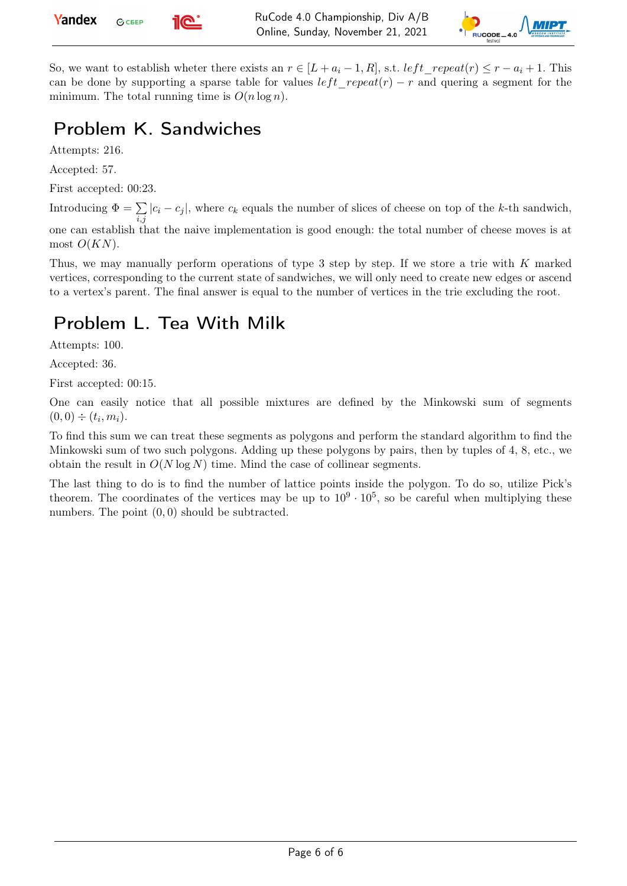So, we want to establish wheter there exists an $r \in [L + a_i - 1, R]$, s.t. $left\_repeat(r) \le r - a_i + 1$. This can be done by supporting a sparse table for values $left\_repeat(r) - r$ and quering a segment for the minimum. The total running time is $O(n \log n)$.

## Problem K. Sandwiches

Attempts: 216.

Accepted: 57.

First accepted: 00:23.

Introducing $\Phi = \sum_{i,j} |c_i - c_j|$, where $c_k$ equals the number of slices of cheese on top of the $k$-th sandwich, one can establish that the naive implementation is good enough: the total number of cheese moves is at most $O(KN)$.

Thus, we may manually perform operations of type 3 step by step. If we store a trie with $K$ marked vertices, corresponding to the current state of sandwiches, we will only need to create new edges or ascend to a vertex's parent. The final answer is equal to the number of vertices in the trie excluding the root.

## Problem L. Tea With Milk

Attempts: 100.

Accepted: 36.

First accepted: 00:15.

One can easily notice that all possible mixtures are defined by the Minkowski sum of segments $(0, 0) \div (t_i, m_i)$.

To find this sum we can treat these segments as polygons and perform the standard algorithm to find the Minkowski sum of two such polygons. Adding up these polygons by pairs, then by tuples of 4, 8, etc., we obtain the result in $O(N \log N)$ time. Mind the case of collinear segments.

The last thing to do is to find the number of lattice points inside the polygon. To do so, utilize Pick's theorem. The coordinates of the vertices may be up to $10^9 \cdot 10^5$, so be careful when multiplying these numbers. The point $(0, 0)$ should be subtracted.